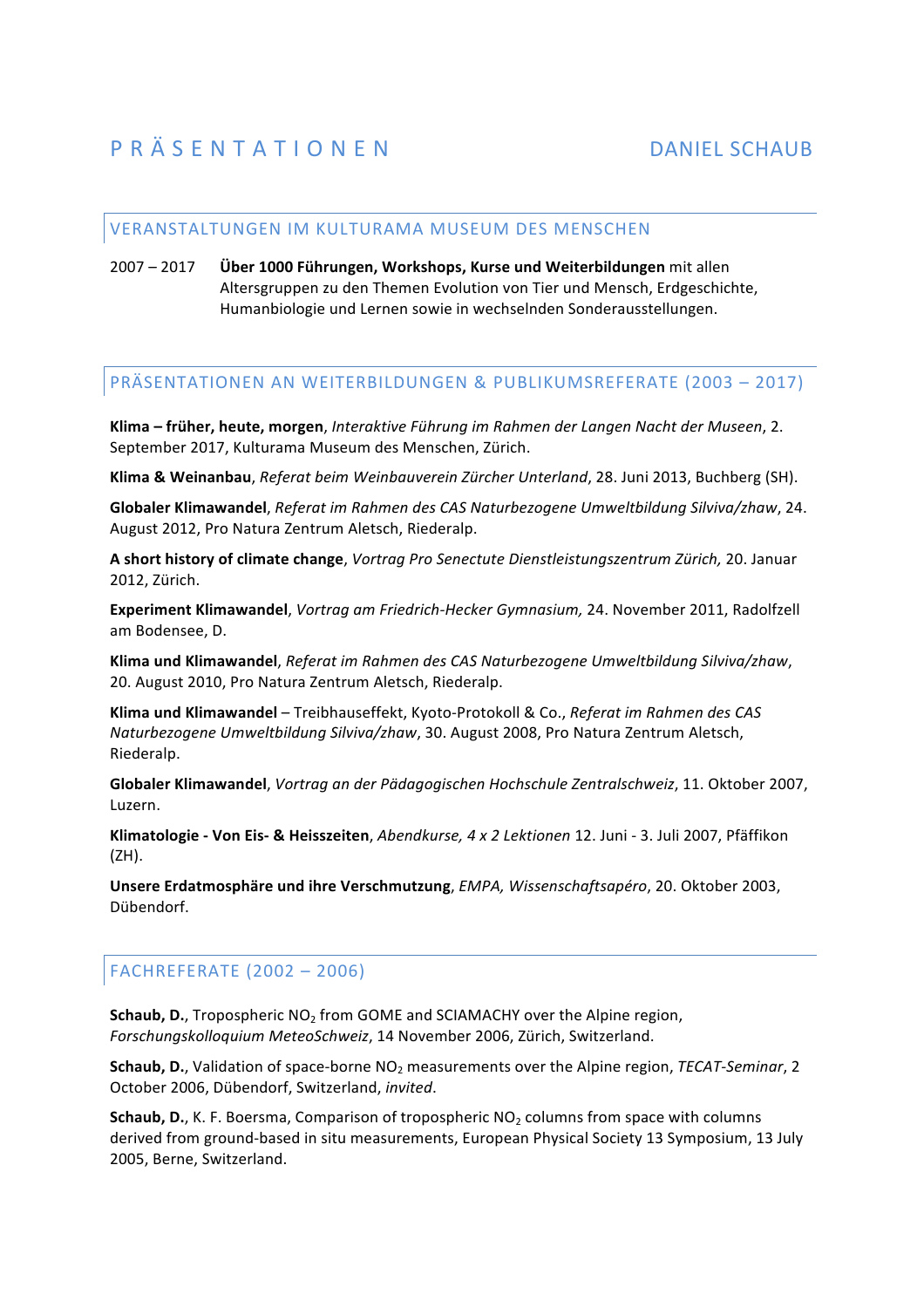# PRÄSENTATIONEN DANIEL SCHAUB

## VERANSTALTUNGEN IM KULTURAMA MUSEUM DES MENSCHEN

2007 – 2017 **Über 1000 Führungen, Workshops, Kurse und Weiterbildungen** mit allen Altersgruppen zu den Themen Evolution von Tier und Mensch, Erdgeschichte, Humanbiologie und Lernen sowie in wechselnden Sonderausstellungen.

## PRÄSENTATIONEN AN WEITERBILDUNGEN & PUBLIKUMSREFERATE (2003 – 2017)

**Klima – früher, heute, morgen**, *Interaktive Führung im Rahmen der Langen Nacht der Museen*, 2. September 2017, Kulturama Museum des Menschen, Zürich.

**Klima & Weinanbau**, *Referat beim Weinbauverein Zürcher Unterland*, 28. Juni 2013, Buchberg (SH).

**Globaler Klimawandel**, *Referat im Rahmen des CAS Naturbezogene Umweltbildung Silviva/zhaw*, 24. August 2012, Pro Natura Zentrum Aletsch, Riederalp.

**A short history of climate change**, *Vortrag Pro Senectute Dienstleistungszentrum Zürich,* 20. Januar 2012, Zürich.

**Experiment Klimawandel**, *Vortrag am Friedrich-Hecker Gymnasium,* 24. November 2011, Radolfzell am Bodensee, D.

**Klima und Klimawandel**, *Referat im Rahmen des CAS Naturbezogene Umweltbildung Silviva/zhaw*, 20. August 2010, Pro Natura Zentrum Aletsch, Riederalp.

**Klima und Klimawandel** – Treibhauseffekt, Kyoto-Protokoll & Co., *Referat im Rahmen des CAS Naturbezogene Umweltbildung Silviva/zhaw*, 30. August 2008, Pro Natura Zentrum Aletsch, Riederalp.

**Globaler Klimawandel**, *Vortrag an der Pädagogischen Hochschule Zentralschweiz*, 11. Oktober 2007, Luzern.

**Klimatologie - Von Eis- & Heisszeiten**, *Abendkurse, 4 x 2 Lektionen* 12. Juni - 3. Juli 2007, Pfäffikon (ZH).

**Unsere Erdatmosphäre und ihre Verschmutzung**, *EMPA, Wissenschaftsapéro*, 20. Oktober 2003, Dübendorf.

## FACHREFERATE (2002 – 2006)

**Schaub, D.**, Tropospheric $NO_2$ from GOME and SCIAMACHY over the Alpine region, *Forschungskolloquium MeteoSchweiz*, 14 November 2006, Zürich, Switzerland.

**Schaub, D.**, Validation of space-borne $NO_2$ measurements over the Alpine region, *TECAT-Seminar*, 2 October 2006, Dübendorf, Switzerland, *invited*.

**Schaub, D.**, K. F. Boersma, Comparison of tropospheric $NO_2$ columns from space with columns derived from ground-based in situ measurements, European Physical Society 13 Symposium, 13 July 2005, Berne, Switzerland.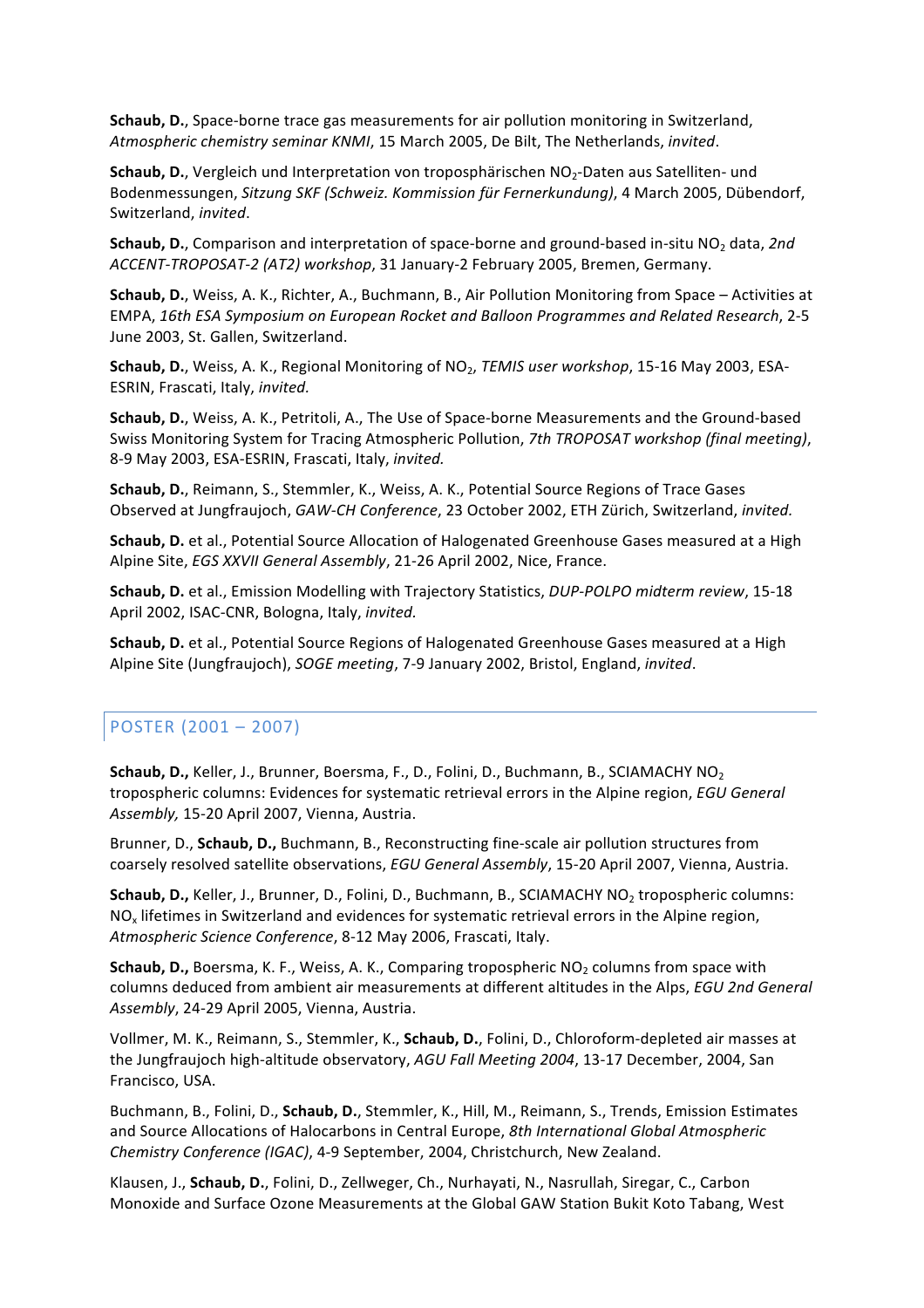**Schaub, D.**, Space-borne trace gas measurements for air pollution monitoring in Switzerland, *Atmospheric chemistry seminar KNMI*, 15 March 2005, De Bilt, The Netherlands, *invited*.

**Schaub, D.**, Vergleich und Interpretation von troposphärischen $NO_2$-Daten aus Satelliten- und Bodenmessungen, *Sitzung SKF (Schweiz. Kommission für Fernerkundung)*, 4 March 2005, Dübendorf, Switzerland, *invited*.

**Schaub, D.**, Comparison and interpretation of space-borne and ground-based in-situ $NO_2$ data, *2nd ACCENT-TROPOSAT-2 (AT2) workshop*, 31 January-2 February 2005, Bremen, Germany.

**Schaub, D.**, Weiss, A. K., Richter, A., Buchmann, B., Air Pollution Monitoring from Space – Activities at EMPA, *16th ESA Symposium on European Rocket and Balloon Programmes and Related Research*, 2-5 June 2003, St. Gallen, Switzerland.

**Schaub, D.**, Weiss, A. K., Regional Monitoring of $NO_2$, *TEMIS user workshop*, 15-16 May 2003, ESA-ESRIN, Frascati, Italy, *invited*.

**Schaub, D.**, Weiss, A. K., Petritoli, A., The Use of Space-borne Measurements and the Ground-based Swiss Monitoring System for Tracing Atmospheric Pollution, *7th TROPOSAT workshop (final meeting)*, 8-9 May 2003, ESA-ESRIN, Frascati, Italy, *invited*.

**Schaub, D.**, Reimann, S., Stemmler, K., Weiss, A. K., Potential Source Regions of Trace Gases Observed at Jungfraujoch, *GAW-CH Conference*, 23 October 2002, ETH Zürich, Switzerland, *invited*.

**Schaub, D.** et al., Potential Source Allocation of Halogenated Greenhouse Gases measured at a High Alpine Site, *EGS XXVII General Assembly*, 21-26 April 2002, Nice, France.

**Schaub, D.** et al., Emission Modelling with Trajectory Statistics, *DUP-POLPO midterm review*, 15-18 April 2002, ISAC-CNR, Bologna, Italy, *invited*.

**Schaub, D.** et al., Potential Source Regions of Halogenated Greenhouse Gases measured at a High Alpine Site (Jungfraujoch), *SOGE meeting*, 7-9 January 2002, Bristol, England, *invited*.

## POSTER (2001 – 2007)

**Schaub, D.,** Keller, J., Brunner, Boersma, F., D., Folini, D., Buchmann, B., SCIAMACHY $NO_2$ tropospheric columns: Evidences for systematic retrieval errors in the Alpine region, *EGU General Assembly,* 15-20 April 2007, Vienna, Austria.

Brunner, D., **Schaub, D.,** Buchmann, B., Reconstructing fine-scale air pollution structures from coarsely resolved satellite observations, *EGU General Assembly*, 15-20 April 2007, Vienna, Austria.

**Schaub, D.,** Keller, J., Brunner, D., Folini, D., Buchmann, B., SCIAMACHY $NO_2$ tropospheric columns: $NO_x$ lifetimes in Switzerland and evidences for systematic retrieval errors in the Alpine region, *Atmospheric Science Conference*, 8-12 May 2006, Frascati, Italy.

**Schaub, D.,** Boersma, K. F., Weiss, A. K., Comparing tropospheric $NO_2$ columns from space with columns deduced from ambient air measurements at different altitudes in the Alps, *EGU 2nd General Assembly*, 24-29 April 2005, Vienna, Austria.

Vollmer, M. K., Reimann, S., Stemmler, K., **Schaub, D.**, Folini, D., Chloroform-depleted air masses at the Jungfraujoch high-altitude observatory, *AGU Fall Meeting 2004*, 13-17 December, 2004, San Francisco, USA.

Buchmann, B., Folini, D., **Schaub, D.**, Stemmler, K., Hill, M., Reimann, S., Trends, Emission Estimates and Source Allocations of Halocarbons in Central Europe, *8th International Global Atmospheric Chemistry Conference (IGAC)*, 4-9 September, 2004, Christchurch, New Zealand.

Klausen, J., **Schaub, D.**, Folini, D., Zellweger, Ch., Nurhayati, N., Nasrullah, Siregar, C., Carbon Monoxide and Surface Ozone Measurements at the Global GAW Station Bukit Koto Tabang, West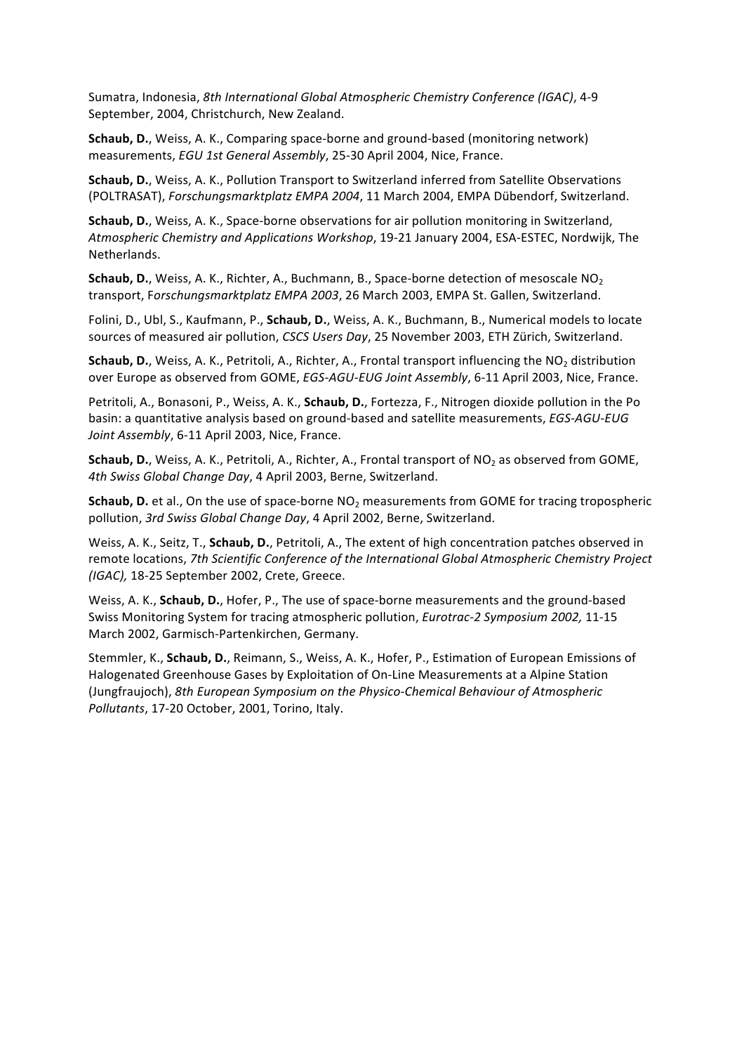Sumatra, Indonesia, *8th International Global Atmospheric Chemistry Conference (IGAC)*, 4-9 September, 2004, Christchurch, New Zealand.

**Schaub, D.**, Weiss, A. K., Comparing space-borne and ground-based (monitoring network) measurements, *EGU 1st General Assembly*, 25-30 April 2004, Nice, France.

**Schaub, D.**, Weiss, A. K., Pollution Transport to Switzerland inferred from Satellite Observations (POLTRASAT), *Forschungsmarktplatz EMPA 2004*, 11 March 2004, EMPA Dübendorf, Switzerland.

**Schaub, D.**, Weiss, A. K., Space-borne observations for air pollution monitoring in Switzerland, *Atmospheric Chemistry and Applications Workshop*, 19-21 January 2004, ESA-ESTEC, Nordwijk, The Netherlands.

**Schaub, D.**, Weiss, A. K., Richter, A., Buchmann, B., Space-borne detection of mesoscale $NO_2$ transport, F*orschungsmarktplatz EMPA 2003*, 26 March 2003, EMPA St. Gallen, Switzerland.

Folini, D., Ubl, S., Kaufmann, P., **Schaub, D.**, Weiss, A. K., Buchmann, B., Numerical models to locate sources of measured air pollution, *CSCS Users Day*, 25 November 2003, ETH Zürich, Switzerland.

**Schaub, D.**, Weiss, A. K., Petritoli, A., Richter, A., Frontal transport influencing the $NO_2$ distribution over Europe as observed from GOME, *EGS-AGU-EUG Joint Assembly*, 6-11 April 2003, Nice, France.

Petritoli, A., Bonasoni, P., Weiss, A. K., **Schaub, D.**, Fortezza, F., Nitrogen dioxide pollution in the Po basin: a quantitative analysis based on ground-based and satellite measurements, *EGS-AGU-EUG Joint Assembly*, 6-11 April 2003, Nice, France.

**Schaub, D.**, Weiss, A. K., Petritoli, A., Richter, A., Frontal transport of $NO_2$ as observed from GOME, *4th Swiss Global Change Day*, 4 April 2003, Berne, Switzerland.

**Schaub, D.** et al., On the use of space-borne $NO_2$ measurements from GOME for tracing tropospheric pollution, *3rd Swiss Global Change Day*, 4 April 2002, Berne, Switzerland.

Weiss, A. K., Seitz, T., **Schaub, D.**, Petritoli, A., The extent of high concentration patches observed in remote locations, *7th Scientific Conference of the International Global Atmospheric Chemistry Project (IGAC),* 18-25 September 2002, Crete, Greece.

Weiss, A. K., **Schaub, D.**, Hofer, P., The use of space-borne measurements and the ground-based Swiss Monitoring System for tracing atmospheric pollution, *Eurotrac-2 Symposium 2002,* 11-15 March 2002, Garmisch-Partenkirchen, Germany.

Stemmler, K., **Schaub, D.**, Reimann, S., Weiss, A. K., Hofer, P., Estimation of European Emissions of Halogenated Greenhouse Gases by Exploitation of On-Line Measurements at a Alpine Station (Jungfraujoch), *8th European Symposium on the Physico-Chemical Behaviour of Atmospheric Pollutants*, 17-20 October, 2001, Torino, Italy.